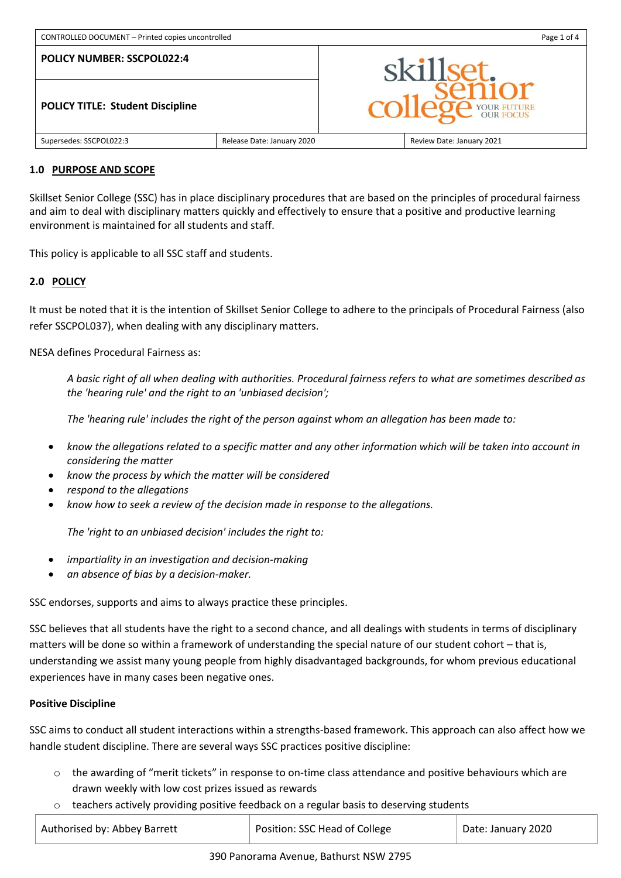CONTROLLED DOCUMENT – Printed copies uncontrolled

| POLICY NUMBER: SSCPOL022:4 | | |
|---|---|---|
| **POLICY TITLE: Student Discipline** | | |
| Supersedes: SSCPOL022:3 | Release Date: January 2020 | Review Date: January 2021 |

## 1.0 PURPOSE AND SCOPE

Skillset Senior College (SSC) has in place disciplinary procedures that are based on the principles of procedural fairness and aim to deal with disciplinary matters quickly and effectively to ensure that a positive and productive learning environment is maintained for all students and staff.

This policy is applicable to all SSC staff and students.

## 2.0 POLICY

It must be noted that it is the intention of Skillset Senior College to adhere to the principals of Procedural Fairness (also refer SSCPOL037), when dealing with any disciplinary matters.

NESA defines Procedural Fairness as:

*A basic right of all when dealing with authorities. Procedural fairness refers to what are sometimes described as the 'hearing rule' and the right to an 'unbiased decision';*

*The 'hearing rule' includes the right of the person against whom an allegation has been made to:*

- *know the allegations related to a specific matter and any other information which will be taken into account in considering the matter*
- *know the process by which the matter will be considered*
- *respond to the allegations*
- *know how to seek a review of the decision made in response to the allegations.*

*The 'right to an unbiased decision' includes the right to:*

- *impartiality in an investigation and decision-making*
- *an absence of bias by a decision-maker.*

SSC endorses, supports and aims to always practice these principles.

SSC believes that all students have the right to a second chance, and all dealings with students in terms of disciplinary matters will be done so within a framework of understanding the special nature of our student cohort – that is, understanding we assist many young people from highly disadvantaged backgrounds, for whom previous educational experiences have in many cases been negative ones.

**Positive Discipline**

SSC aims to conduct all student interactions within a strengths-based framework. This approach can also affect how we handle student discipline. There are several ways SSC practices positive discipline:

- the awarding of "merit tickets" in response to on-time class attendance and positive behaviours which are drawn weekly with low cost prizes issued as rewards
- teachers actively providing positive feedback on a regular basis to deserving students

| Authorised by: Abbey Barrett | Position: SSC Head of College | Date: January 2020 |
|---|---|---|

390 Panorama Avenue, Bathurst NSW 2795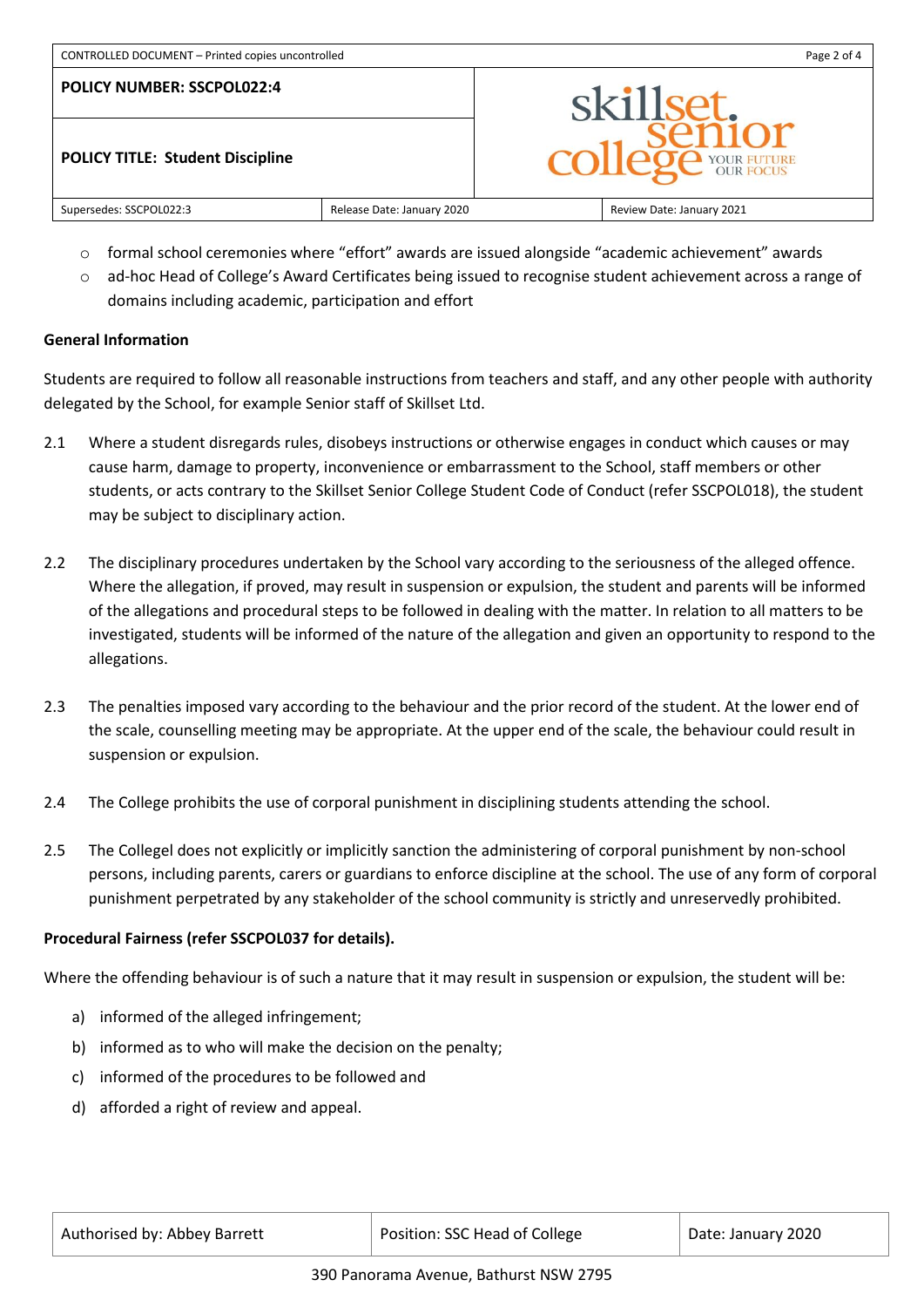- formal school ceremonies where "effort" awards are issued alongside "academic achievement" awards
- ad-hoc Head of College's Award Certificates being issued to recognise student achievement across a range of domains including academic, participation and effort

**General Information**

Students are required to follow all reasonable instructions from teachers and staff, and any other people with authority delegated by the School, for example Senior staff of Skillset Ltd.

2.1 Where a student disregards rules, disobeys instructions or otherwise engages in conduct which causes or may cause harm, damage to property, inconvenience or embarrassment to the School, staff members or other students, or acts contrary to the Skillset Senior College Student Code of Conduct (refer SSCPOL018), the student may be subject to disciplinary action.

2.2 The disciplinary procedures undertaken by the School vary according to the seriousness of the alleged offence. Where the allegation, if proved, may result in suspension or expulsion, the student and parents will be informed of the allegations and procedural steps to be followed in dealing with the matter. In relation to all matters to be investigated, students will be informed of the nature of the allegation and given an opportunity to respond to the allegations.

2.3 The penalties imposed vary according to the behaviour and the prior record of the student. At the lower end of the scale, counselling meeting may be appropriate. At the upper end of the scale, the behaviour could result in suspension or expulsion.

2.4 The College prohibits the use of corporal punishment in disciplining students attending the school.

2.5 The Collegel does not explicitly or implicitly sanction the administering of corporal punishment by non-school persons, including parents, carers or guardians to enforce discipline at the school. The use of any form of corporal punishment perpetrated by any stakeholder of the school community is strictly and unreservedly prohibited.

**Procedural Fairness (refer SSCPOL037 for details).**

Where the offending behaviour is of such a nature that it may result in suspension or expulsion, the student will be:

a) informed of the alleged infringement;
b) informed as to who will make the decision on the penalty;
c) informed of the procedures to be followed and
d) afforded a right of review and appeal.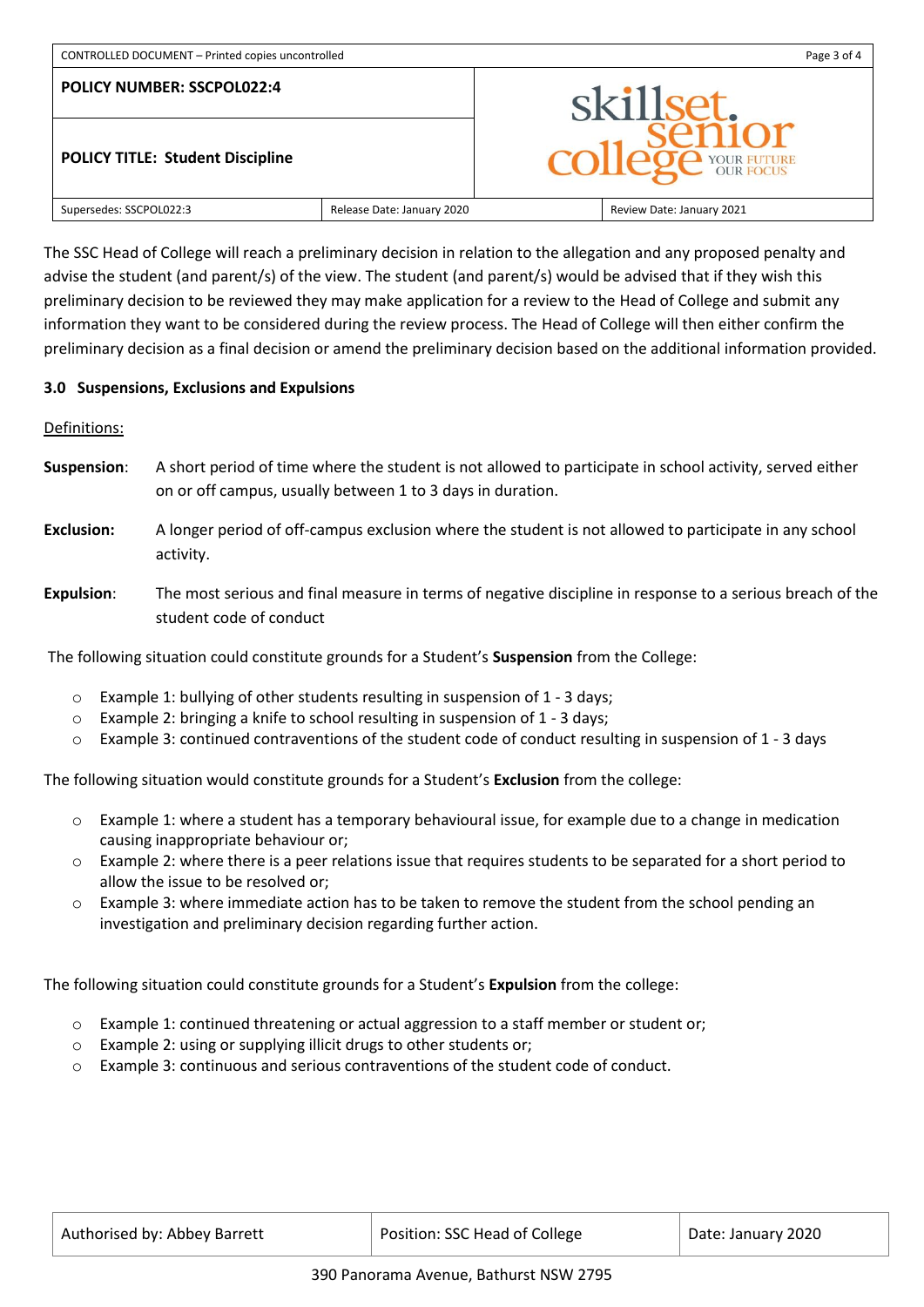The SSC Head of College will reach a preliminary decision in relation to the allegation and any proposed penalty and advise the student (and parent/s) of the view. The student (and parent/s) would be advised that if they wish this preliminary decision to be reviewed they may make application for a review to the Head of College and submit any information they want to be considered during the review process. The Head of College will then either confirm the preliminary decision as a final decision or amend the preliminary decision based on the additional information provided.

### 3.0 Suspensions, Exclusions and Expulsions

Definitions:

**Suspension**: A short period of time where the student is not allowed to participate in school activity, served either on or off campus, usually between 1 to 3 days in duration.

**Exclusion:** A longer period of off-campus exclusion where the student is not allowed to participate in any school activity.

**Expulsion**: The most serious and final measure in terms of negative discipline in response to a serious breach of the student code of conduct

The following situation could constitute grounds for a Student's **Suspension** from the College:

- Example 1: bullying of other students resulting in suspension of 1 - 3 days;
- Example 2: bringing a knife to school resulting in suspension of 1 - 3 days;
- Example 3: continued contraventions of the student code of conduct resulting in suspension of 1 - 3 days

The following situation would constitute grounds for a Student's **Exclusion** from the college:

- Example 1: where a student has a temporary behavioural issue, for example due to a change in medication causing inappropriate behaviour or;
- Example 2: where there is a peer relations issue that requires students to be separated for a short period to allow the issue to be resolved or;
- Example 3: where immediate action has to be taken to remove the student from the school pending an investigation and preliminary decision regarding further action.

The following situation could constitute grounds for a Student's **Expulsion** from the college:

- Example 1: continued threatening or actual aggression to a staff member or student or;
- Example 2: using or supplying illicit drugs to other students or;
- Example 3: continuous and serious contraventions of the student code of conduct.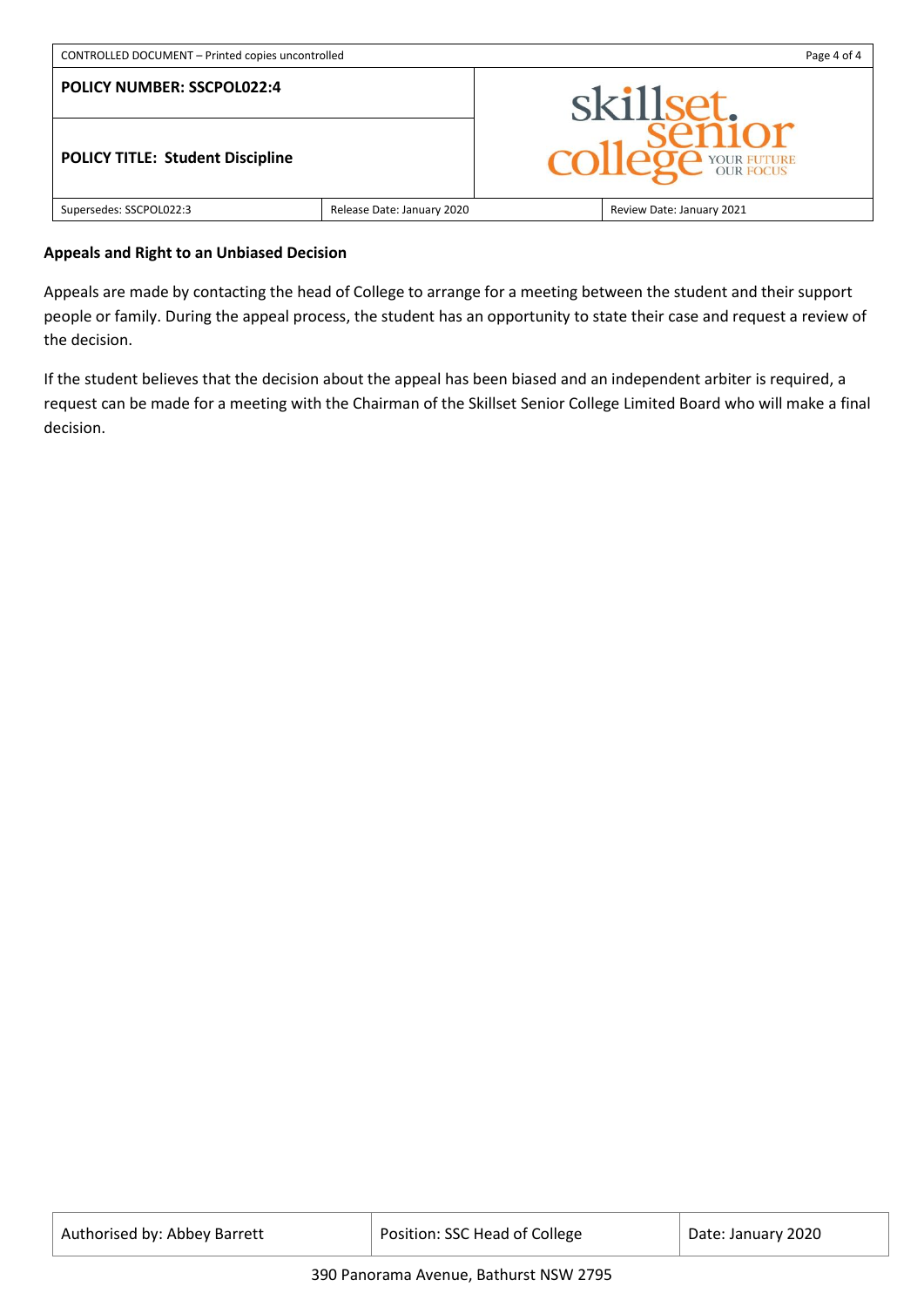## Appeals and Right to an Unbiased Decision

Appeals are made by contacting the head of College to arrange for a meeting between the student and their support people or family. During the appeal process, the student has an opportunity to state their case and request a review of the decision.

If the student believes that the decision about the appeal has been biased and an independent arbiter is required, a request can be made for a meeting with the Chairman of the Skillset Senior College Limited Board who will make a final decision.